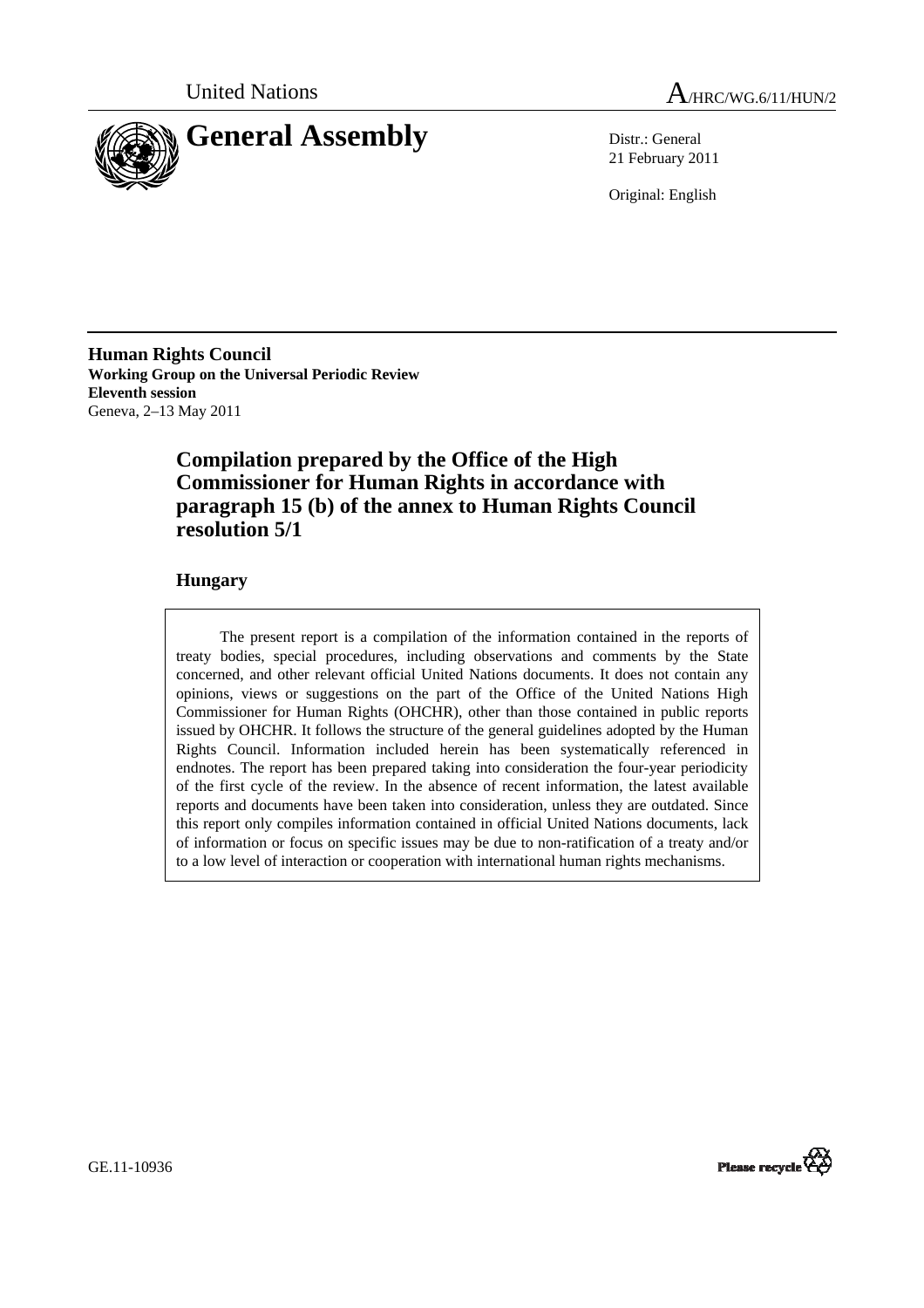United Nations A/HRC/WG.6/11/HUN/2

# General Assembly

Distr.: General
21 February 2011

Original: English

**Human Rights Council**
**Working Group on the Universal Periodic Review**
**Eleventh session**
Geneva, 2–13 May 2011

## Compilation prepared by the Office of the High Commissioner for Human Rights in accordance with paragraph 15 (b) of the annex to Human Rights Council resolution 5/1

### Hungary

The present report is a compilation of the information contained in the reports of treaty bodies, special procedures, including observations and comments by the State concerned, and other relevant official United Nations documents. It does not contain any opinions, views or suggestions on the part of the Office of the United Nations High Commissioner for Human Rights (OHCHR), other than those contained in public reports issued by OHCHR. It follows the structure of the general guidelines adopted by the Human Rights Council. Information included herein has been systematically referenced in endnotes. The report has been prepared taking into consideration the four-year periodicity of the first cycle of the review. In the absence of recent information, the latest available reports and documents have been taken into consideration, unless they are outdated. Since this report only compiles information contained in official United Nations documents, lack of information or focus on specific issues may be due to non-ratification of a treaty and/or to a low level of interaction or cooperation with international human rights mechanisms.

GE.11-10936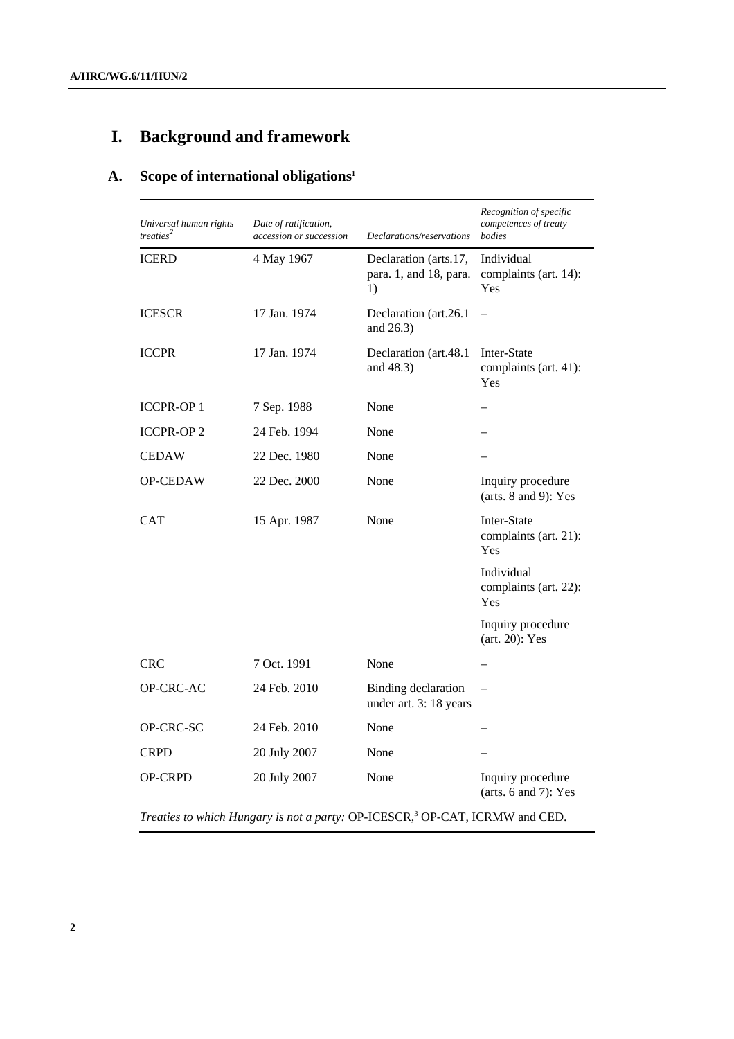# I. Background and framework

## A. Scope of international obligations[1]

| *Universal human rights treaties[2]* | *Date of ratification, accession or succession* | *Declarations/reservations* | *Recognition of specific competences of treaty bodies* |
|---|---|---|---|
| ICERD | 4 May 1967 | Declaration (arts.17, para. 1, and 18, para. 1) | Individual complaints (art. 14): Yes |
| ICESCR | 17 Jan. 1974 | Declaration (art.26.1 and 26.3) | – |
| ICCPR | 17 Jan. 1974 | Declaration (art.48.1 and 48.3) | Inter-State complaints (art. 41): Yes |
| ICCPR-OP 1 | 7 Sep. 1988 | None | – |
| ICCPR-OP 2 | 24 Feb. 1994 | None | – |
| CEDAW | 22 Dec. 1980 | None | – |
| OP-CEDAW | 22 Dec. 2000 | None | Inquiry procedure (arts. 8 and 9): Yes |
| CAT | 15 Apr. 1987 | None | Inter-State complaints (art. 21): Yes |
| | | | Individual complaints (art. 22): Yes |
| | | | Inquiry procedure (art. 20): Yes |
| CRC | 7 Oct. 1991 | None | – |
| OP-CRC-AC | 24 Feb. 2010 | Binding declaration under art. 3: 18 years | – |
| OP-CRC-SC | 24 Feb. 2010 | None | – |
| CRPD | 20 July 2007 | None | – |
| OP-CRPD | 20 July 2007 | None | Inquiry procedure (arts. 6 and 7): Yes |

*Treaties to which Hungary is not a party:* OP-ICESCR,[3] OP-CAT, ICRMW and CED.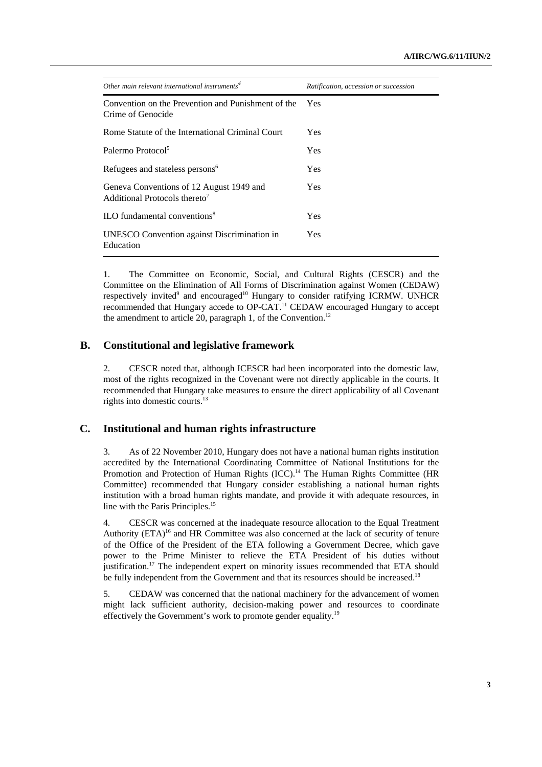| *Other main relevant international instruments*[4] | *Ratification, accession or succession* |
|---|---|
| Convention on the Prevention and Punishment of the Crime of Genocide | Yes |
| Rome Statute of the International Criminal Court | Yes |
| Palermo Protocol[5] | Yes |
| Refugees and stateless persons[6] | Yes |
| Geneva Conventions of 12 August 1949 and Additional Protocols thereto[7] | Yes |
| ILO fundamental conventions[8] | Yes |
| UNESCO Convention against Discrimination in Education | Yes |

1. The Committee on Economic, Social, and Cultural Rights (CESCR) and the Committee on the Elimination of All Forms of Discrimination against Women (CEDAW) respectively invited[9] and encouraged[10] Hungary to consider ratifying ICRMW. UNHCR recommended that Hungary accede to OP-CAT.[11] CEDAW encouraged Hungary to accept the amendment to article 20, paragraph 1, of the Convention.[12]

## B. Constitutional and legislative framework

2. CESCR noted that, although ICESCR had been incorporated into the domestic law, most of the rights recognized in the Covenant were not directly applicable in the courts. It recommended that Hungary take measures to ensure the direct applicability of all Covenant rights into domestic courts.[13]

## C. Institutional and human rights infrastructure

3. As of 22 November 2010, Hungary does not have a national human rights institution accredited by the International Coordinating Committee of National Institutions for the Promotion and Protection of Human Rights (ICC).[14] The Human Rights Committee (HR Committee) recommended that Hungary consider establishing a national human rights institution with a broad human rights mandate, and provide it with adequate resources, in line with the Paris Principles.[15]

4. CESCR was concerned at the inadequate resource allocation to the Equal Treatment Authority (ETA)[16] and HR Committee was also concerned at the lack of security of tenure of the Office of the President of the ETA following a Government Decree, which gave power to the Prime Minister to relieve the ETA President of his duties without justification.[17] The independent expert on minority issues recommended that ETA should be fully independent from the Government and that its resources should be increased.[18]

5. CEDAW was concerned that the national machinery for the advancement of women might lack sufficient authority, decision-making power and resources to coordinate effectively the Government's work to promote gender equality.[19]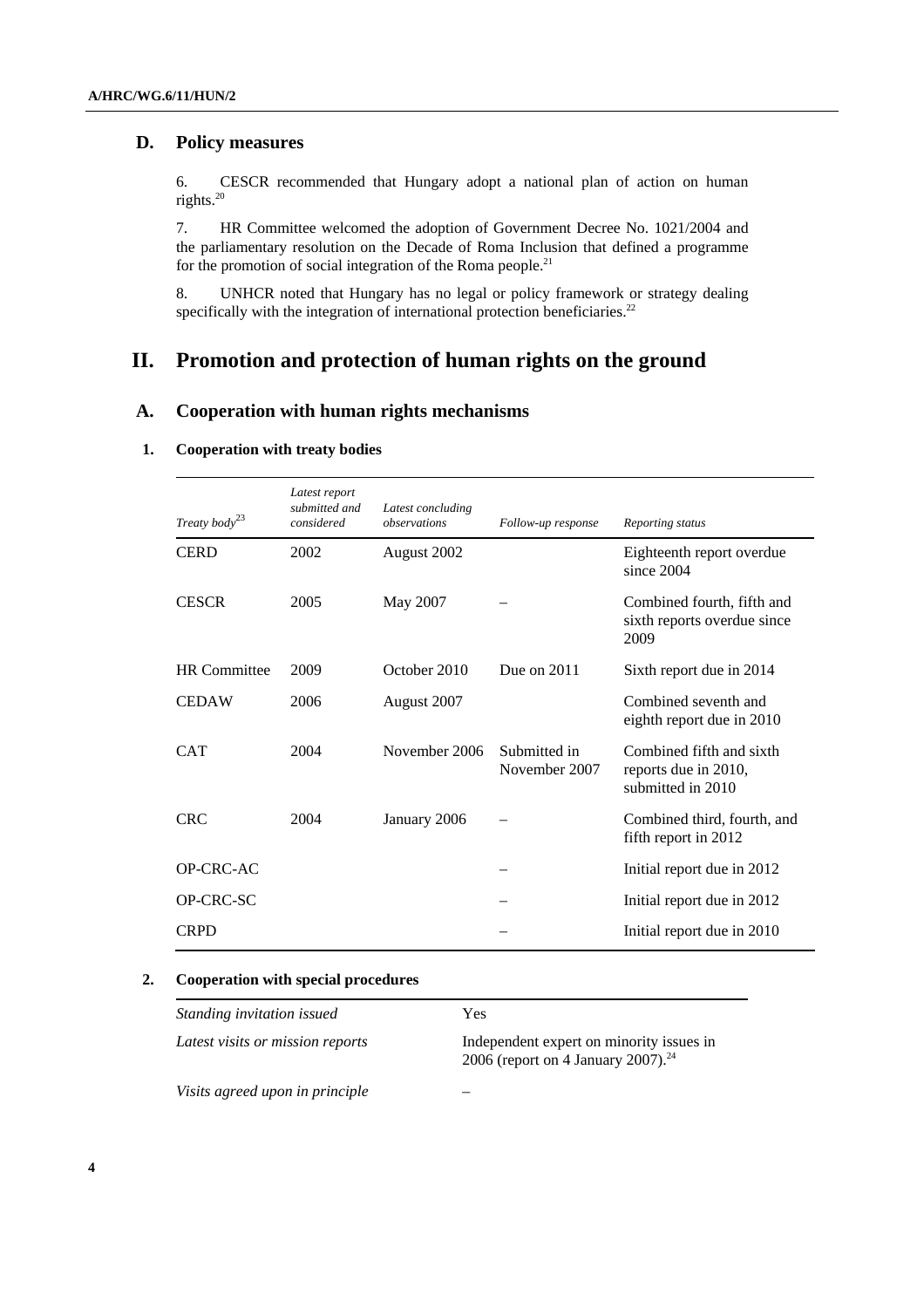## D. Policy measures

6. CESCR recommended that Hungary adopt a national plan of action on human rights.[20]

7. HR Committee welcomed the adoption of Government Decree No. 1021/2004 and the parliamentary resolution on the Decade of Roma Inclusion that defined a programme for the promotion of social integration of the Roma people.[21]

8. UNHCR noted that Hungary has no legal or policy framework or strategy dealing specifically with the integration of international protection beneficiaries.[22]

# II. Promotion and protection of human rights on the ground

## A. Cooperation with human rights mechanisms

### 1. Cooperation with treaty bodies

| *Treaty body*[23] | *Latest report submitted and considered* | *Latest concluding observations* | *Follow-up response* | *Reporting status* |
|---|---|---|---|---|
| CERD | 2002 | August 2002 | | Eighteenth report overdue since 2004 |
| CESCR | 2005 | May 2007 | – | Combined fourth, fifth and sixth reports overdue since 2009 |
| HR Committee | 2009 | October 2010 | Due on 2011 | Sixth report due in 2014 |
| CEDAW | 2006 | August 2007 | | Combined seventh and eighth report due in 2010 |
| CAT | 2004 | November 2006 | Submitted in November 2007 | Combined fifth and sixth reports due in 2010, submitted in 2010 |
| CRC | 2004 | January 2006 | – | Combined third, fourth, and fifth report in 2012 |
| OP-CRC-AC | | | – | Initial report due in 2012 |
| OP-CRC-SC | | | – | Initial report due in 2012 |
| CRPD | | | – | Initial report due in 2010 |

### 2. Cooperation with special procedures

| | |
|---|---|
| *Standing invitation issued* | Yes |
| *Latest visits or mission reports* | Independent expert on minority issues in 2006 (report on 4 January 2007).[24] |
| *Visits agreed upon in principle* | – |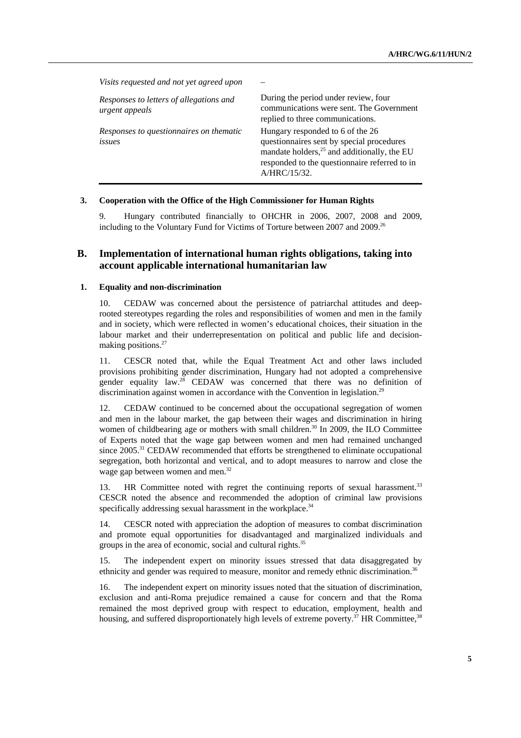| | |
|---|---|
| *Visits requested and not yet agreed upon* | – |
| *Responses to letters of allegations and urgent appeals* | During the period under review, four communications were sent. The Government replied to three communications. |
| *Responses to questionnaires on thematic issues* | Hungary responded to 6 of the 26 questionnaires sent by special procedures mandate holders,[25] and additionally, the EU responded to the questionnaire referred to in A/HRC/15/32. |

### 3. Cooperation with the Office of the High Commissioner for Human Rights

9. Hungary contributed financially to OHCHR in 2006, 2007, 2008 and 2009, including to the Voluntary Fund for Victims of Torture between 2007 and 2009.[26]

## B. Implementation of international human rights obligations, taking into account applicable international humanitarian law

### 1. Equality and non-discrimination

10. CEDAW was concerned about the persistence of patriarchal attitudes and deep-rooted stereotypes regarding the roles and responsibilities of women and men in the family and in society, which were reflected in women's educational choices, their situation in the labour market and their underrepresentation on political and public life and decision-making positions.[27]

11. CESCR noted that, while the Equal Treatment Act and other laws included provisions prohibiting gender discrimination, Hungary had not adopted a comprehensive gender equality law.[28] CEDAW was concerned that there was no definition of discrimination against women in accordance with the Convention in legislation.[29]

12. CEDAW continued to be concerned about the occupational segregation of women and men in the labour market, the gap between their wages and discrimination in hiring women of childbearing age or mothers with small children.[30] In 2009, the ILO Committee of Experts noted that the wage gap between women and men had remained unchanged since 2005.[31] CEDAW recommended that efforts be strengthened to eliminate occupational segregation, both horizontal and vertical, and to adopt measures to narrow and close the wage gap between women and men.[32]

13. HR Committee noted with regret the continuing reports of sexual harassment.[33] CESCR noted the absence and recommended the adoption of criminal law provisions specifically addressing sexual harassment in the workplace.[34]

14. CESCR noted with appreciation the adoption of measures to combat discrimination and promote equal opportunities for disadvantaged and marginalized individuals and groups in the area of economic, social and cultural rights.[35]

15. The independent expert on minority issues stressed that data disaggregated by ethnicity and gender was required to measure, monitor and remedy ethnic discrimination.[36]

16. The independent expert on minority issues noted that the situation of discrimination, exclusion and anti-Roma prejudice remained a cause for concern and that the Roma remained the most deprived group with respect to education, employment, health and housing, and suffered disproportionately high levels of extreme poverty.[37] HR Committee,[38]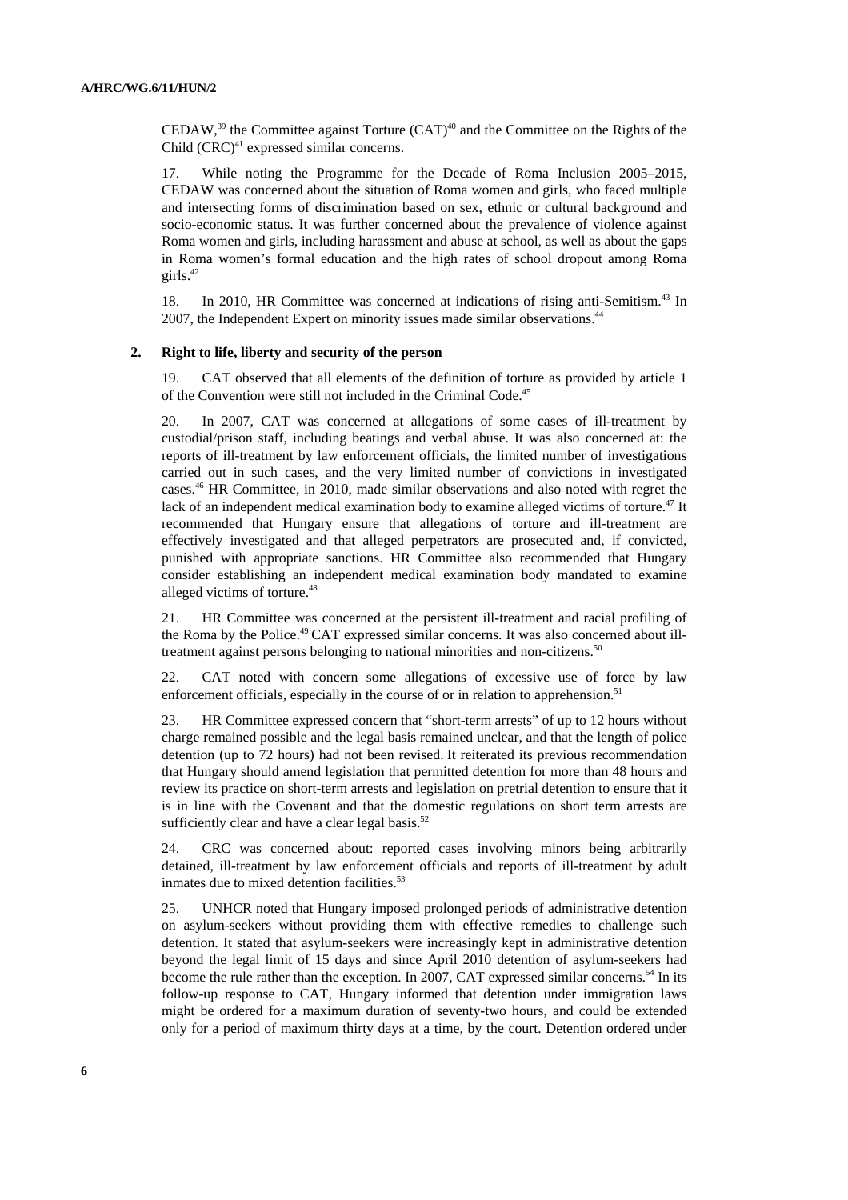CEDAW,[39] the Committee against Torture (CAT)[40] and the Committee on the Rights of the Child (CRC)[41] expressed similar concerns.

17. While noting the Programme for the Decade of Roma Inclusion 2005–2015, CEDAW was concerned about the situation of Roma women and girls, who faced multiple and intersecting forms of discrimination based on sex, ethnic or cultural background and socio-economic status. It was further concerned about the prevalence of violence against Roma women and girls, including harassment and abuse at school, as well as about the gaps in Roma women's formal education and the high rates of school dropout among Roma girls.[42]

18. In 2010, HR Committee was concerned at indications of rising anti-Semitism.[43] In 2007, the Independent Expert on minority issues made similar observations.[44]

### 2. Right to life, liberty and security of the person

19. CAT observed that all elements of the definition of torture as provided by article 1 of the Convention were still not included in the Criminal Code.[45]

20. In 2007, CAT was concerned at allegations of some cases of ill-treatment by custodial/prison staff, including beatings and verbal abuse. It was also concerned at: the reports of ill-treatment by law enforcement officials, the limited number of investigations carried out in such cases, and the very limited number of convictions in investigated cases.[46] HR Committee, in 2010, made similar observations and also noted with regret the lack of an independent medical examination body to examine alleged victims of torture.[47] It recommended that Hungary ensure that allegations of torture and ill-treatment are effectively investigated and that alleged perpetrators are prosecuted and, if convicted, punished with appropriate sanctions. HR Committee also recommended that Hungary consider establishing an independent medical examination body mandated to examine alleged victims of torture.[48]

21. HR Committee was concerned at the persistent ill-treatment and racial profiling of the Roma by the Police.[49] CAT expressed similar concerns. It was also concerned about ill-treatment against persons belonging to national minorities and non-citizens.[50]

22. CAT noted with concern some allegations of excessive use of force by law enforcement officials, especially in the course of or in relation to apprehension.[51]

23. HR Committee expressed concern that "short-term arrests" of up to 12 hours without charge remained possible and the legal basis remained unclear, and that the length of police detention (up to 72 hours) had not been revised. It reiterated its previous recommendation that Hungary should amend legislation that permitted detention for more than 48 hours and review its practice on short-term arrests and legislation on pretrial detention to ensure that it is in line with the Covenant and that the domestic regulations on short term arrests are sufficiently clear and have a clear legal basis.[52]

24. CRC was concerned about: reported cases involving minors being arbitrarily detained, ill-treatment by law enforcement officials and reports of ill-treatment by adult inmates due to mixed detention facilities.[53]

25. UNHCR noted that Hungary imposed prolonged periods of administrative detention on asylum-seekers without providing them with effective remedies to challenge such detention. It stated that asylum-seekers were increasingly kept in administrative detention beyond the legal limit of 15 days and since April 2010 detention of asylum-seekers had become the rule rather than the exception. In 2007, CAT expressed similar concerns.[54] In its follow-up response to CAT, Hungary informed that detention under immigration laws might be ordered for a maximum duration of seventy-two hours, and could be extended only for a period of maximum thirty days at a time, by the court. Detention ordered under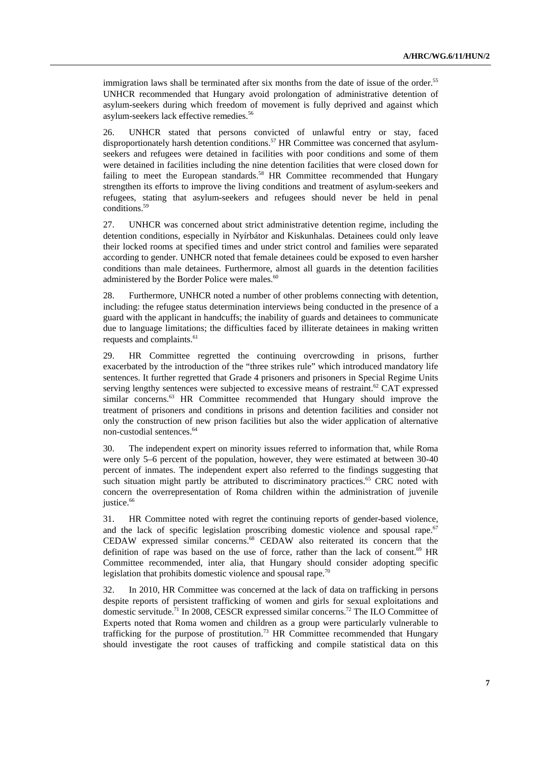immigration laws shall be terminated after six months from the date of issue of the order.[55] UNHCR recommended that Hungary avoid prolongation of administrative detention of asylum-seekers during which freedom of movement is fully deprived and against which asylum-seekers lack effective remedies.[56]

26. UNHCR stated that persons convicted of unlawful entry or stay, faced disproportionately harsh detention conditions.[57] HR Committee was concerned that asylum-seekers and refugees were detained in facilities with poor conditions and some of them were detained in facilities including the nine detention facilities that were closed down for failing to meet the European standards.[58] HR Committee recommended that Hungary strengthen its efforts to improve the living conditions and treatment of asylum-seekers and refugees, stating that asylum-seekers and refugees should never be held in penal conditions.[59]

27. UNHCR was concerned about strict administrative detention regime, including the detention conditions, especially in Nyírbátor and Kiskunhalas. Detainees could only leave their locked rooms at specified times and under strict control and families were separated according to gender. UNHCR noted that female detainees could be exposed to even harsher conditions than male detainees. Furthermore, almost all guards in the detention facilities administered by the Border Police were males.[60]

28. Furthermore, UNHCR noted a number of other problems connecting with detention, including: the refugee status determination interviews being conducted in the presence of a guard with the applicant in handcuffs; the inability of guards and detainees to communicate due to language limitations; the difficulties faced by illiterate detainees in making written requests and complaints.[61]

29. HR Committee regretted the continuing overcrowding in prisons, further exacerbated by the introduction of the "three strikes rule" which introduced mandatory life sentences. It further regretted that Grade 4 prisoners and prisoners in Special Regime Units serving lengthy sentences were subjected to excessive means of restraint.[62] CAT expressed similar concerns.[63] HR Committee recommended that Hungary should improve the treatment of prisoners and conditions in prisons and detention facilities and consider not only the construction of new prison facilities but also the wider application of alternative non-custodial sentences.[64]

30. The independent expert on minority issues referred to information that, while Roma were only 5–6 percent of the population, however, they were estimated at between 30-40 percent of inmates. The independent expert also referred to the findings suggesting that such situation might partly be attributed to discriminatory practices.[65] CRC noted with concern the overrepresentation of Roma children within the administration of juvenile justice.[66]

31. HR Committee noted with regret the continuing reports of gender-based violence, and the lack of specific legislation proscribing domestic violence and spousal rape.[67] CEDAW expressed similar concerns.[68] CEDAW also reiterated its concern that the definition of rape was based on the use of force, rather than the lack of consent.[69] HR Committee recommended, inter alia, that Hungary should consider adopting specific legislation that prohibits domestic violence and spousal rape.[70]

32. In 2010, HR Committee was concerned at the lack of data on trafficking in persons despite reports of persistent trafficking of women and girls for sexual exploitations and domestic servitude.[71] In 2008, CESCR expressed similar concerns.[72] The ILO Committee of Experts noted that Roma women and children as a group were particularly vulnerable to trafficking for the purpose of prostitution.[73] HR Committee recommended that Hungary should investigate the root causes of trafficking and compile statistical data on this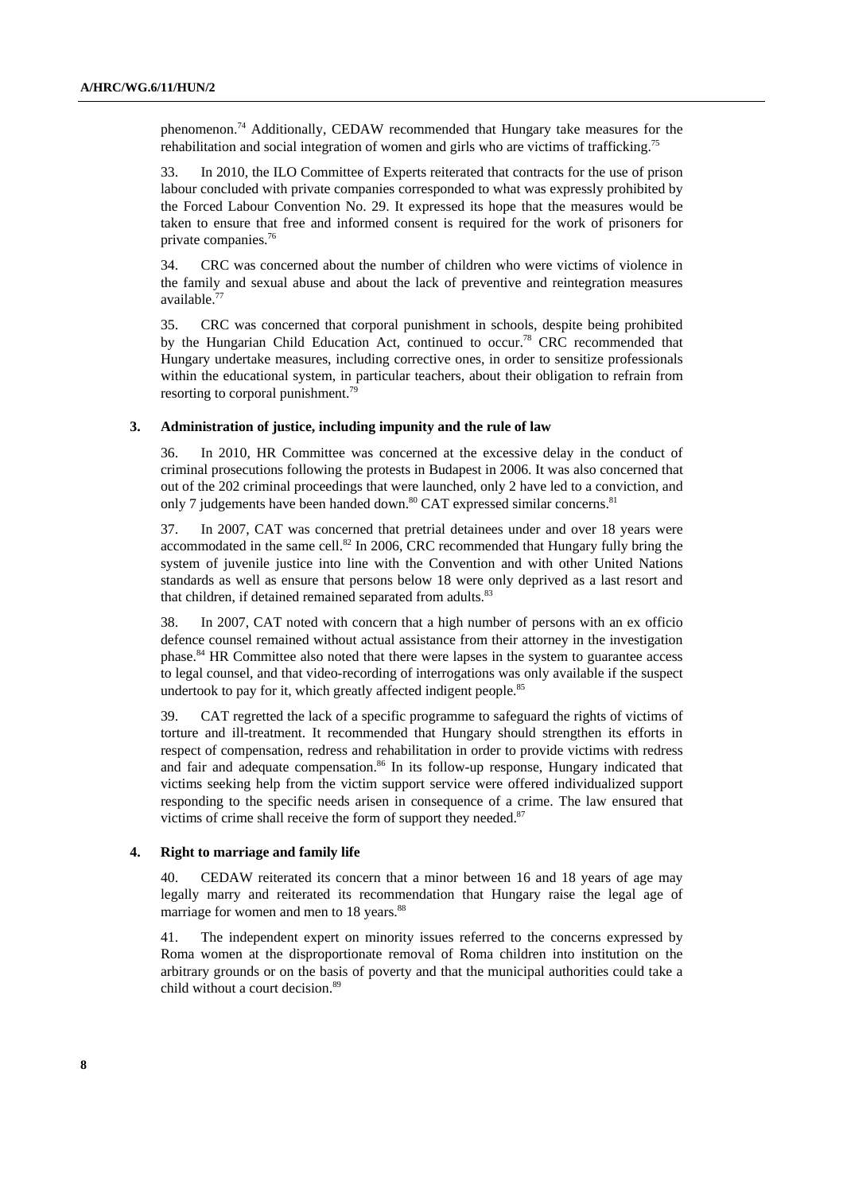phenomenon.[74] Additionally, CEDAW recommended that Hungary take measures for the rehabilitation and social integration of women and girls who are victims of trafficking.[75]

33. In 2010, the ILO Committee of Experts reiterated that contracts for the use of prison labour concluded with private companies corresponded to what was expressly prohibited by the Forced Labour Convention No. 29. It expressed its hope that the measures would be taken to ensure that free and informed consent is required for the work of prisoners for private companies.[76]

34. CRC was concerned about the number of children who were victims of violence in the family and sexual abuse and about the lack of preventive and reintegration measures available.[77]

35. CRC was concerned that corporal punishment in schools, despite being prohibited by the Hungarian Child Education Act, continued to occur.[78] CRC recommended that Hungary undertake measures, including corrective ones, in order to sensitize professionals within the educational system, in particular teachers, about their obligation to refrain from resorting to corporal punishment.[79]

### 3. Administration of justice, including impunity and the rule of law

36. In 2010, HR Committee was concerned at the excessive delay in the conduct of criminal prosecutions following the protests in Budapest in 2006. It was also concerned that out of the 202 criminal proceedings that were launched, only 2 have led to a conviction, and only 7 judgements have been handed down.[80] CAT expressed similar concerns.[81]

37. In 2007, CAT was concerned that pretrial detainees under and over 18 years were accommodated in the same cell.[82] In 2006, CRC recommended that Hungary fully bring the system of juvenile justice into line with the Convention and with other United Nations standards as well as ensure that persons below 18 were only deprived as a last resort and that children, if detained remained separated from adults.[83]

38. In 2007, CAT noted with concern that a high number of persons with an ex officio defence counsel remained without actual assistance from their attorney in the investigation phase.[84] HR Committee also noted that there were lapses in the system to guarantee access to legal counsel, and that video-recording of interrogations was only available if the suspect undertook to pay for it, which greatly affected indigent people.[85]

39. CAT regretted the lack of a specific programme to safeguard the rights of victims of torture and ill-treatment. It recommended that Hungary should strengthen its efforts in respect of compensation, redress and rehabilitation in order to provide victims with redress and fair and adequate compensation.[86] In its follow-up response, Hungary indicated that victims seeking help from the victim support service were offered individualized support responding to the specific needs arisen in consequence of a crime. The law ensured that victims of crime shall receive the form of support they needed.[87]

### 4. Right to marriage and family life

40. CEDAW reiterated its concern that a minor between 16 and 18 years of age may legally marry and reiterated its recommendation that Hungary raise the legal age of marriage for women and men to 18 years.[88]

41. The independent expert on minority issues referred to the concerns expressed by Roma women at the disproportionate removal of Roma children into institution on the arbitrary grounds or on the basis of poverty and that the municipal authorities could take a child without a court decision.[89]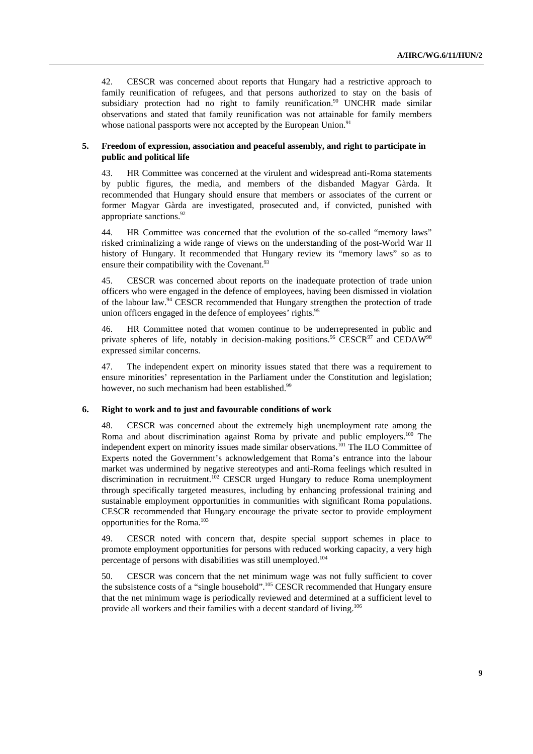42. CESCR was concerned about reports that Hungary had a restrictive approach to family reunification of refugees, and that persons authorized to stay on the basis of subsidiary protection had no right to family reunification.[90] UNCHR made similar observations and stated that family reunification was not attainable for family members whose national passports were not accepted by the European Union.[91]

### 5. Freedom of expression, association and peaceful assembly, and right to participate in public and political life

43. HR Committee was concerned at the virulent and widespread anti-Roma statements by public figures, the media, and members of the disbanded Magyar Gàrda. It recommended that Hungary should ensure that members or associates of the current or former Magyar Gàrda are investigated, prosecuted and, if convicted, punished with appropriate sanctions.[92]

44. HR Committee was concerned that the evolution of the so-called "memory laws" risked criminalizing a wide range of views on the understanding of the post-World War II history of Hungary. It recommended that Hungary review its "memory laws" so as to ensure their compatibility with the Covenant.[93]

45. CESCR was concerned about reports on the inadequate protection of trade union officers who were engaged in the defence of employees, having been dismissed in violation of the labour law.[94] CESCR recommended that Hungary strengthen the protection of trade union officers engaged in the defence of employees' rights.[95]

46. HR Committee noted that women continue to be underrepresented in public and private spheres of life, notably in decision-making positions.[96] CESCR[97] and CEDAW[98] expressed similar concerns.

47. The independent expert on minority issues stated that there was a requirement to ensure minorities' representation in the Parliament under the Constitution and legislation; however, no such mechanism had been established.[99]

### 6. Right to work and to just and favourable conditions of work

48. CESCR was concerned about the extremely high unemployment rate among the Roma and about discrimination against Roma by private and public employers.[100] The independent expert on minority issues made similar observations.[101] The ILO Committee of Experts noted the Government's acknowledgement that Roma's entrance into the labour market was undermined by negative stereotypes and anti-Roma feelings which resulted in discrimination in recruitment.[102] CESCR urged Hungary to reduce Roma unemployment through specifically targeted measures, including by enhancing professional training and sustainable employment opportunities in communities with significant Roma populations. CESCR recommended that Hungary encourage the private sector to provide employment opportunities for the Roma.[103]

49. CESCR noted with concern that, despite special support schemes in place to promote employment opportunities for persons with reduced working capacity, a very high percentage of persons with disabilities was still unemployed.[104]

50. CESCR was concern that the net minimum wage was not fully sufficient to cover the subsistence costs of a "single household".[105] CESCR recommended that Hungary ensure that the net minimum wage is periodically reviewed and determined at a sufficient level to provide all workers and their families with a decent standard of living.[106]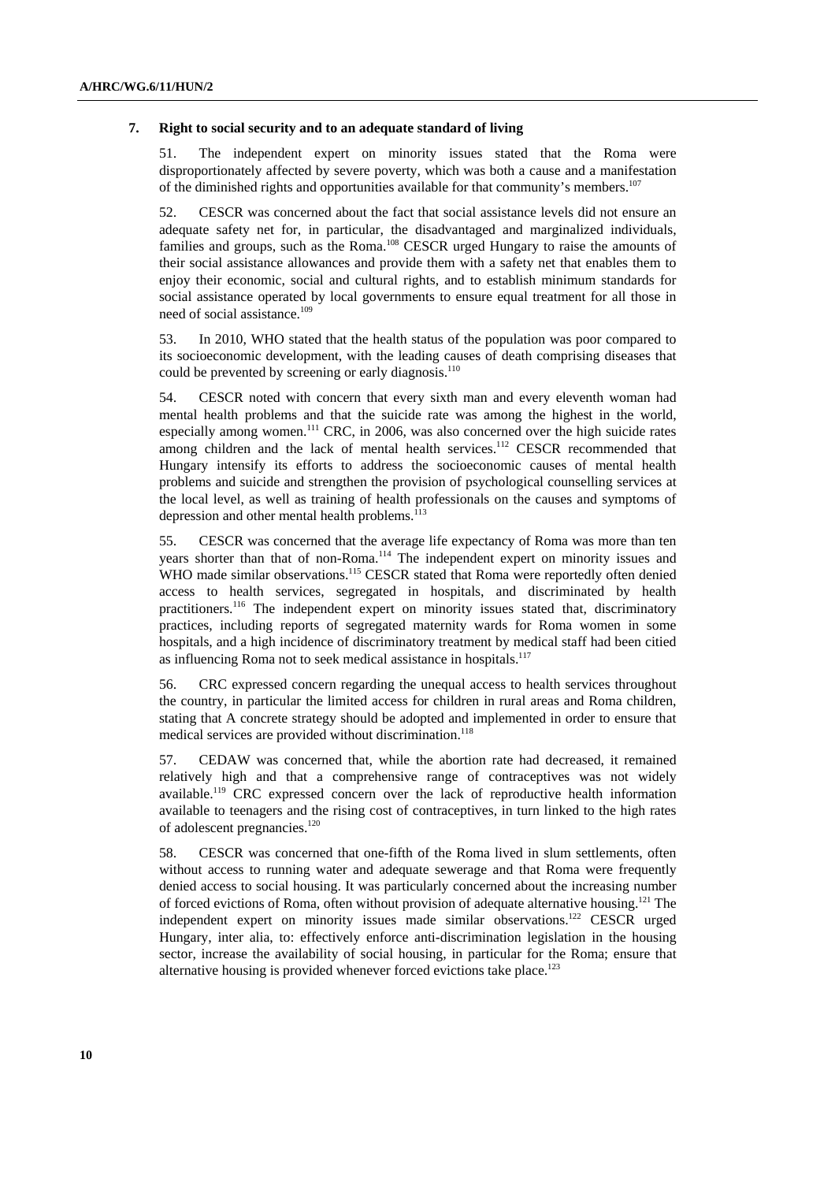### 7. Right to social security and to an adequate standard of living

51. The independent expert on minority issues stated that the Roma were disproportionately affected by severe poverty, which was both a cause and a manifestation of the diminished rights and opportunities available for that community's members.[107]

52. CESCR was concerned about the fact that social assistance levels did not ensure an adequate safety net for, in particular, the disadvantaged and marginalized individuals, families and groups, such as the Roma.[108] CESCR urged Hungary to raise the amounts of their social assistance allowances and provide them with a safety net that enables them to enjoy their economic, social and cultural rights, and to establish minimum standards for social assistance operated by local governments to ensure equal treatment for all those in need of social assistance.[109]

53. In 2010, WHO stated that the health status of the population was poor compared to its socioeconomic development, with the leading causes of death comprising diseases that could be prevented by screening or early diagnosis.[110]

54. CESCR noted with concern that every sixth man and every eleventh woman had mental health problems and that the suicide rate was among the highest in the world, especially among women.[111] CRC, in 2006, was also concerned over the high suicide rates among children and the lack of mental health services.[112] CESCR recommended that Hungary intensify its efforts to address the socioeconomic causes of mental health problems and suicide and strengthen the provision of psychological counselling services at the local level, as well as training of health professionals on the causes and symptoms of depression and other mental health problems.[113]

55. CESCR was concerned that the average life expectancy of Roma was more than ten years shorter than that of non-Roma.[114] The independent expert on minority issues and WHO made similar observations.[115] CESCR stated that Roma were reportedly often denied access to health services, segregated in hospitals, and discriminated by health practitioners.[116] The independent expert on minority issues stated that, discriminatory practices, including reports of segregated maternity wards for Roma women in some hospitals, and a high incidence of discriminatory treatment by medical staff had been citied as influencing Roma not to seek medical assistance in hospitals.[117]

56. CRC expressed concern regarding the unequal access to health services throughout the country, in particular the limited access for children in rural areas and Roma children, stating that A concrete strategy should be adopted and implemented in order to ensure that medical services are provided without discrimination.[118]

57. CEDAW was concerned that, while the abortion rate had decreased, it remained relatively high and that a comprehensive range of contraceptives was not widely available.[119] CRC expressed concern over the lack of reproductive health information available to teenagers and the rising cost of contraceptives, in turn linked to the high rates of adolescent pregnancies.[120]

58. CESCR was concerned that one-fifth of the Roma lived in slum settlements, often without access to running water and adequate sewerage and that Roma were frequently denied access to social housing. It was particularly concerned about the increasing number of forced evictions of Roma, often without provision of adequate alternative housing.[121] The independent expert on minority issues made similar observations.[122] CESCR urged Hungary, inter alia, to: effectively enforce anti-discrimination legislation in the housing sector, increase the availability of social housing, in particular for the Roma; ensure that alternative housing is provided whenever forced evictions take place.[123]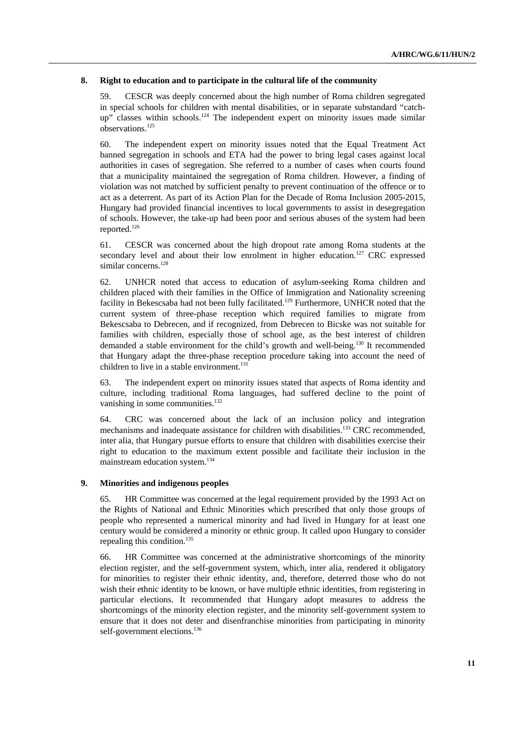## 8. Right to education and to participate in the cultural life of the community

59. CESCR was deeply concerned about the high number of Roma children segregated in special schools for children with mental disabilities, or in separate substandard "catch-up" classes within schools.[124] The independent expert on minority issues made similar observations.[125]

60. The independent expert on minority issues noted that the Equal Treatment Act banned segregation in schools and ETA had the power to bring legal cases against local authorities in cases of segregation. She referred to a number of cases when courts found that a municipality maintained the segregation of Roma children. However, a finding of violation was not matched by sufficient penalty to prevent continuation of the offence or to act as a deterrent. As part of its Action Plan for the Decade of Roma Inclusion 2005-2015, Hungary had provided financial incentives to local governments to assist in desegregation of schools. However, the take-up had been poor and serious abuses of the system had been reported.[126]

61. CESCR was concerned about the high dropout rate among Roma students at the secondary level and about their low enrolment in higher education.[127] CRC expressed similar concerns.[128]

62. UNHCR noted that access to education of asylum-seeking Roma children and children placed with their families in the Office of Immigration and Nationality screening facility in Bekescsaba had not been fully facilitated.[129] Furthermore, UNHCR noted that the current system of three-phase reception which required families to migrate from Bekescsaba to Debrecen, and if recognized, from Debrecen to Bicske was not suitable for families with children, especially those of school age, as the best interest of children demanded a stable environment for the child's growth and well-being.[130] It recommended that Hungary adapt the three-phase reception procedure taking into account the need of children to live in a stable environment.[131]

63. The independent expert on minority issues stated that aspects of Roma identity and culture, including traditional Roma languages, had suffered decline to the point of vanishing in some communities.[132]

64. CRC was concerned about the lack of an inclusion policy and integration mechanisms and inadequate assistance for children with disabilities.[133] CRC recommended, inter alia, that Hungary pursue efforts to ensure that children with disabilities exercise their right to education to the maximum extent possible and facilitate their inclusion in the mainstream education system.[134]

## 9. Minorities and indigenous peoples

65. HR Committee was concerned at the legal requirement provided by the 1993 Act on the Rights of National and Ethnic Minorities which prescribed that only those groups of people who represented a numerical minority and had lived in Hungary for at least one century would be considered a minority or ethnic group. It called upon Hungary to consider repealing this condition.[135]

66. HR Committee was concerned at the administrative shortcomings of the minority election register, and the self-government system, which, inter alia, rendered it obligatory for minorities to register their ethnic identity, and, therefore, deterred those who do not wish their ethnic identity to be known, or have multiple ethnic identities, from registering in particular elections. It recommended that Hungary adopt measures to address the shortcomings of the minority election register, and the minority self-government system to ensure that it does not deter and disenfranchise minorities from participating in minority self-government elections.[136]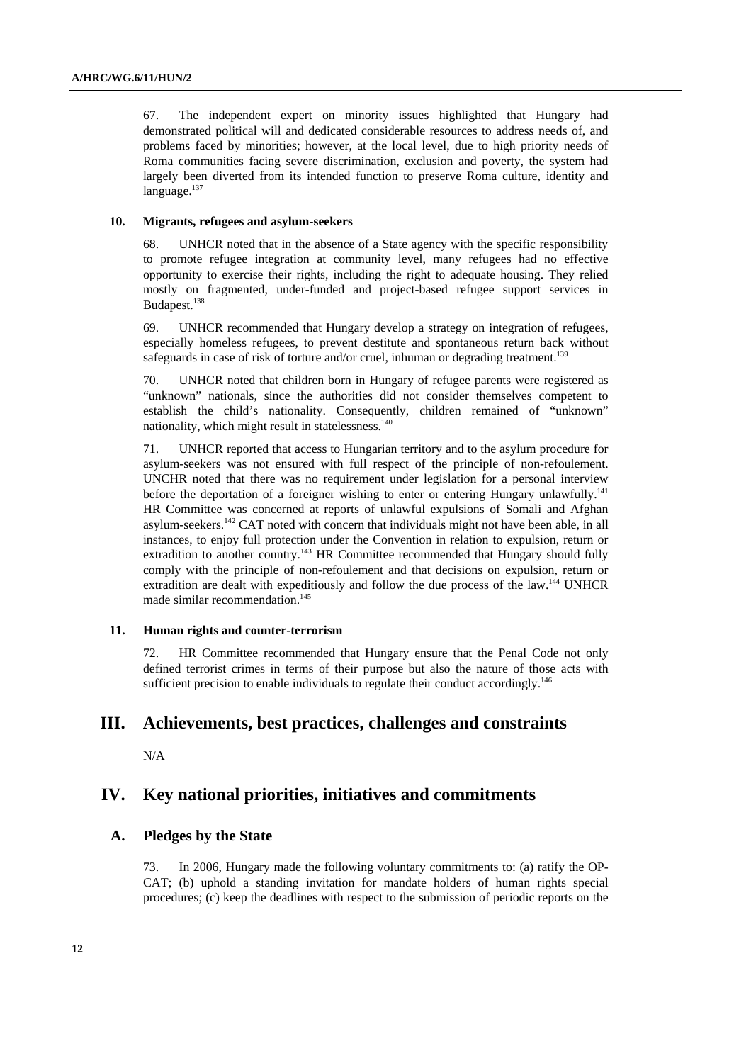67. The independent expert on minority issues highlighted that Hungary had demonstrated political will and dedicated considerable resources to address needs of, and problems faced by minorities; however, at the local level, due to high priority needs of Roma communities facing severe discrimination, exclusion and poverty, the system had largely been diverted from its intended function to preserve Roma culture, identity and language.[137]

### 10. Migrants, refugees and asylum-seekers

68. UNHCR noted that in the absence of a State agency with the specific responsibility to promote refugee integration at community level, many refugees had no effective opportunity to exercise their rights, including the right to adequate housing. They relied mostly on fragmented, under-funded and project-based refugee support services in Budapest.[138]

69. UNHCR recommended that Hungary develop a strategy on integration of refugees, especially homeless refugees, to prevent destitute and spontaneous return back without safeguards in case of risk of torture and/or cruel, inhuman or degrading treatment.[139]

70. UNHCR noted that children born in Hungary of refugee parents were registered as "unknown" nationals, since the authorities did not consider themselves competent to establish the child's nationality. Consequently, children remained of "unknown" nationality, which might result in statelessness.[140]

71. UNHCR reported that access to Hungarian territory and to the asylum procedure for asylum-seekers was not ensured with full respect of the principle of non-refoulement. UNCHR noted that there was no requirement under legislation for a personal interview before the deportation of a foreigner wishing to enter or entering Hungary unlawfully.[141] HR Committee was concerned at reports of unlawful expulsions of Somali and Afghan asylum-seekers.[142] CAT noted with concern that individuals might not have been able, in all instances, to enjoy full protection under the Convention in relation to expulsion, return or extradition to another country.[143] HR Committee recommended that Hungary should fully comply with the principle of non-refoulement and that decisions on expulsion, return or extradition are dealt with expeditiously and follow the due process of the law.[144] UNHCR made similar recommendation.[145]

### 11. Human rights and counter-terrorism

72. HR Committee recommended that Hungary ensure that the Penal Code not only defined terrorist crimes in terms of their purpose but also the nature of those acts with sufficient precision to enable individuals to regulate their conduct accordingly.[146]

# III. Achievements, best practices, challenges and constraints

N/A

# IV. Key national priorities, initiatives and commitments

## A. Pledges by the State

73. In 2006, Hungary made the following voluntary commitments to: (a) ratify the OP-CAT; (b) uphold a standing invitation for mandate holders of human rights special procedures; (c) keep the deadlines with respect to the submission of periodic reports on the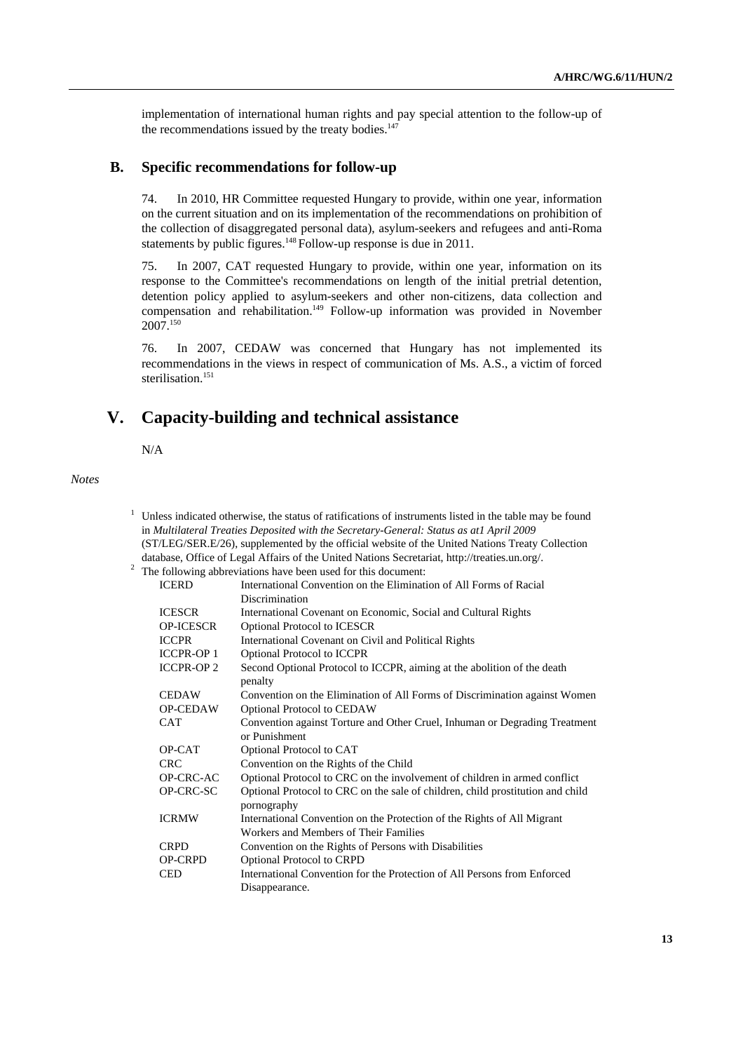implementation of international human rights and pay special attention to the follow-up of the recommendations issued by the treaty bodies.[147]

## B. Specific recommendations for follow-up

74. In 2010, HR Committee requested Hungary to provide, within one year, information on the current situation and on its implementation of the recommendations on prohibition of the collection of disaggregated personal data), asylum-seekers and refugees and anti-Roma statements by public figures.[148] Follow-up response is due in 2011.

75. In 2007, CAT requested Hungary to provide, within one year, information on its response to the Committee's recommendations on length of the initial pretrial detention, detention policy applied to asylum-seekers and other non-citizens, data collection and compensation and rehabilitation.[149] Follow-up information was provided in November 2007.[150]

76. In 2007, CEDAW was concerned that Hungary has not implemented its recommendations in the views in respect of communication of Ms. A.S., a victim of forced sterilisation.[151]

# V. Capacity-building and technical assistance

N/A

*Notes*

[1] Unless indicated otherwise, the status of ratifications of instruments listed in the table may be found in *Multilateral Treaties Deposited with the Secretary-General: Status as at1 April 2009* (ST/LEG/SER.E/26), supplemented by the official website of the United Nations Treaty Collection database, Office of Legal Affairs of the United Nations Secretariat, http://treaties.un.org/.

[2] The following abbreviations have been used for this document:

| | |
|---|---|
| ICERD | International Convention on the Elimination of All Forms of Racial Discrimination |
| ICESCR | International Covenant on Economic, Social and Cultural Rights |
| OP-ICESCR | Optional Protocol to ICESCR |
| ICCPR | International Covenant on Civil and Political Rights |
| ICCPR-OP 1 | Optional Protocol to ICCPR |
| ICCPR-OP 2 | Second Optional Protocol to ICCPR, aiming at the abolition of the death penalty |
| CEDAW | Convention on the Elimination of All Forms of Discrimination against Women |
| OP-CEDAW | Optional Protocol to CEDAW |
| CAT | Convention against Torture and Other Cruel, Inhuman or Degrading Treatment or Punishment |
| OP-CAT | Optional Protocol to CAT |
| CRC | Convention on the Rights of the Child |
| OP-CRC-AC | Optional Protocol to CRC on the involvement of children in armed conflict |
| OP-CRC-SC | Optional Protocol to CRC on the sale of children, child prostitution and child pornography |
| ICRMW | International Convention on the Protection of the Rights of All Migrant Workers and Members of Their Families |
| CRPD | Convention on the Rights of Persons with Disabilities |
| OP-CRPD | Optional Protocol to CRPD |
| CED | International Convention for the Protection of All Persons from Enforced Disappearance. |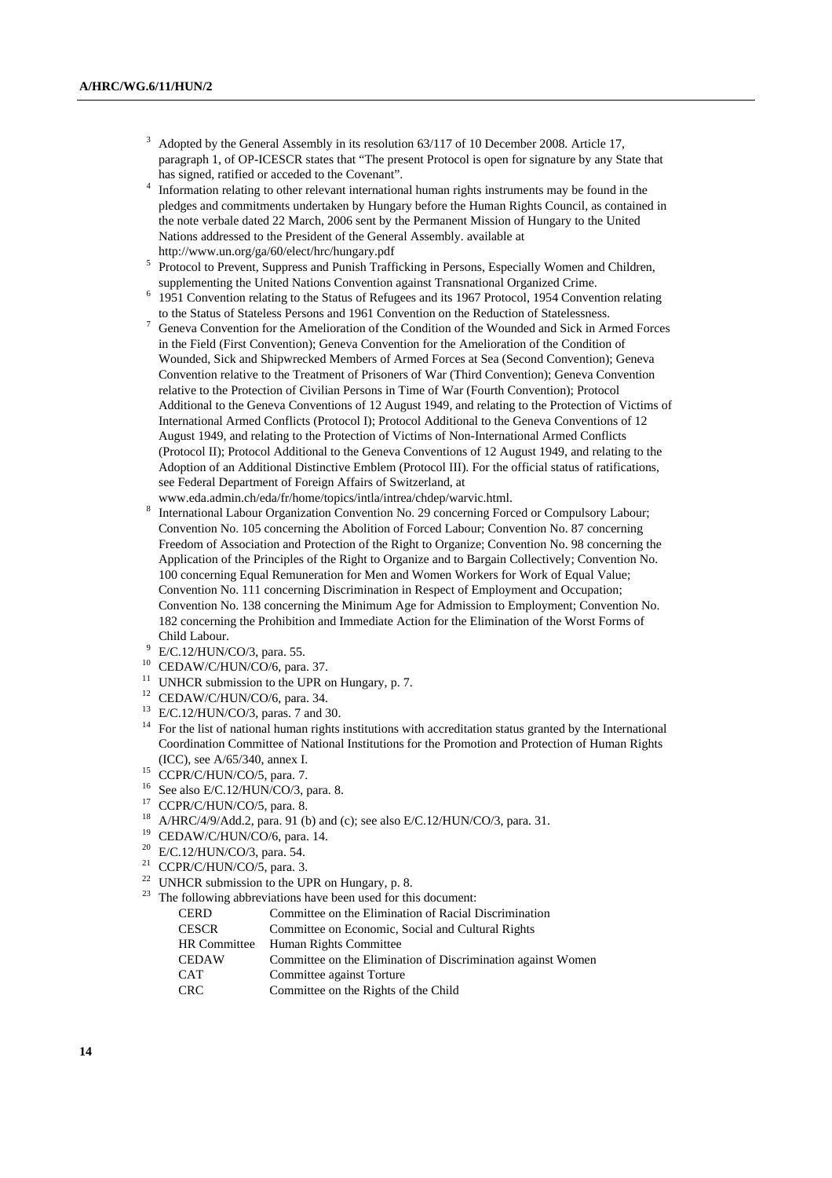[3] Adopted by the General Assembly in its resolution 63/117 of 10 December 2008. Article 17, paragraph 1, of OP-ICESCR states that "The present Protocol is open for signature by any State that has signed, ratified or acceded to the Covenant".

[4] Information relating to other relevant international human rights instruments may be found in the pledges and commitments undertaken by Hungary before the Human Rights Council, as contained in the note verbale dated 22 March, 2006 sent by the Permanent Mission of Hungary to the United Nations addressed to the President of the General Assembly. available at http://www.un.org/ga/60/elect/hrc/hungary.pdf

[5] Protocol to Prevent, Suppress and Punish Trafficking in Persons, Especially Women and Children, supplementing the United Nations Convention against Transnational Organized Crime.

[6] 1951 Convention relating to the Status of Refugees and its 1967 Protocol, 1954 Convention relating to the Status of Stateless Persons and 1961 Convention on the Reduction of Statelessness.

[7] Geneva Convention for the Amelioration of the Condition of the Wounded and Sick in Armed Forces in the Field (First Convention); Geneva Convention for the Amelioration of the Condition of Wounded, Sick and Shipwrecked Members of Armed Forces at Sea (Second Convention); Geneva Convention relative to the Treatment of Prisoners of War (Third Convention); Geneva Convention relative to the Protection of Civilian Persons in Time of War (Fourth Convention); Protocol Additional to the Geneva Conventions of 12 August 1949, and relating to the Protection of Victims of International Armed Conflicts (Protocol I); Protocol Additional to the Geneva Conventions of 12 August 1949, and relating to the Protection of Victims of Non-International Armed Conflicts (Protocol II); Protocol Additional to the Geneva Conventions of 12 August 1949, and relating to the Adoption of an Additional Distinctive Emblem (Protocol III). For the official status of ratifications, see Federal Department of Foreign Affairs of Switzerland, at www.eda.admin.ch/eda/fr/home/topics/intla/intrea/chdep/warvic.html.

[8] International Labour Organization Convention No. 29 concerning Forced or Compulsory Labour; Convention No. 105 concerning the Abolition of Forced Labour; Convention No. 87 concerning Freedom of Association and Protection of the Right to Organize; Convention No. 98 concerning the Application of the Principles of the Right to Organize and to Bargain Collectively; Convention No. 100 concerning Equal Remuneration for Men and Women Workers for Work of Equal Value; Convention No. 111 concerning Discrimination in Respect of Employment and Occupation; Convention No. 138 concerning the Minimum Age for Admission to Employment; Convention No. 182 concerning the Prohibition and Immediate Action for the Elimination of the Worst Forms of Child Labour.

[9] E/C.12/HUN/CO/3, para. 55.

[10] CEDAW/C/HUN/CO/6, para. 37.

[11] UNHCR submission to the UPR on Hungary, p. 7.

[12] CEDAW/C/HUN/CO/6, para. 34.

[13] E/C.12/HUN/CO/3, paras. 7 and 30.

[14] For the list of national human rights institutions with accreditation status granted by the International Coordination Committee of National Institutions for the Promotion and Protection of Human Rights (ICC), see A/65/340, annex I.

[15] CCPR/C/HUN/CO/5, para. 7.

[16] See also E/C.12/HUN/CO/3, para. 8.

[17] CCPR/C/HUN/CO/5, para. 8.

[18] A/HRC/4/9/Add.2, para. 91 (b) and (c); see also E/C.12/HUN/CO/3, para. 31.

[19] CEDAW/C/HUN/CO/6, para. 14.

[20] E/C.12/HUN/CO/3, para. 54.

[21] CCPR/C/HUN/CO/5, para. 3.

[22] UNHCR submission to the UPR on Hungary, p. 8.

[23] The following abbreviations have been used for this document:

| | |
|---|---|
| CERD | Committee on the Elimination of Racial Discrimination |
| CESCR | Committee on Economic, Social and Cultural Rights |
| HR Committee | Human Rights Committee |
| CEDAW | Committee on the Elimination of Discrimination against Women |
| CAT | Committee against Torture |
| CRC | Committee on the Rights of the Child |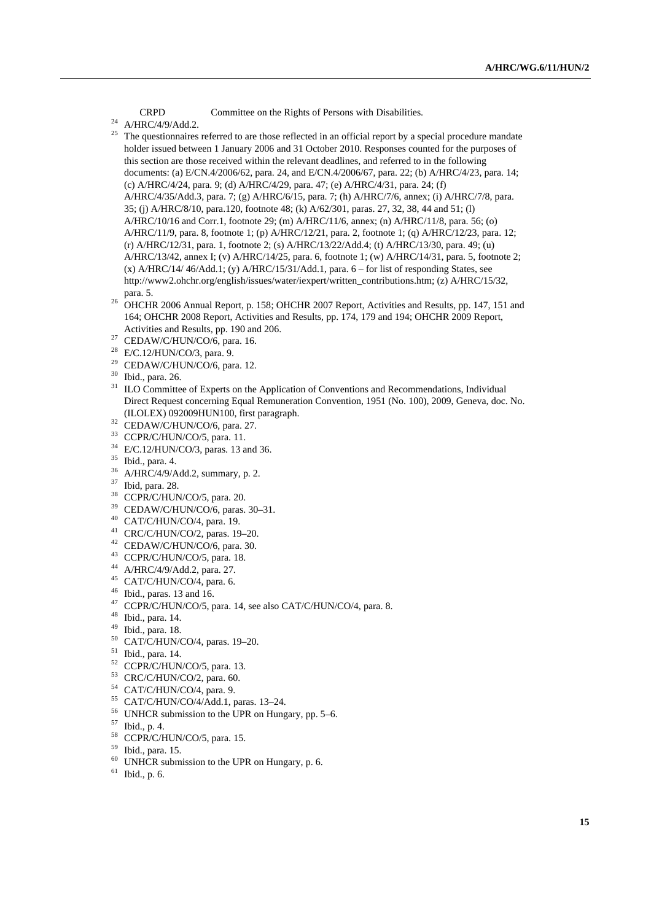CRPD Committee on the Rights of Persons with Disabilities.

[24] A/HRC/4/9/Add.2.

[25] The questionnaires referred to are those reflected in an official report by a special procedure mandate holder issued between 1 January 2006 and 31 October 2010. Responses counted for the purposes of this section are those received within the relevant deadlines, and referred to in the following documents: (a) E/CN.4/2006/62, para. 24, and E/CN.4/2006/67, para. 22; (b) A/HRC/4/23, para. 14; (c) A/HRC/4/24, para. 9; (d) A/HRC/4/29, para. 47; (e) A/HRC/4/31, para. 24; (f) A/HRC/4/35/Add.3, para. 7; (g) A/HRC/6/15, para. 7; (h) A/HRC/7/6, annex; (i) A/HRC/7/8, para. 35; (j) A/HRC/8/10, para.120, footnote 48; (k) A/62/301, paras. 27, 32, 38, 44 and 51; (l) A/HRC/10/16 and Corr.1, footnote 29; (m) A/HRC/11/6, annex; (n) A/HRC/11/8, para. 56; (o) A/HRC/11/9, para. 8, footnote 1; (p) A/HRC/12/21, para. 2, footnote 1; (q) A/HRC/12/23, para. 12; (r) A/HRC/12/31, para. 1, footnote 2; (s) A/HRC/13/22/Add.4; (t) A/HRC/13/30, para. 49; (u) A/HRC/13/42, annex I; (v) A/HRC/14/25, para. 6, footnote 1; (w) A/HRC/14/31, para. 5, footnote 2; (x) A/HRC/14/ 46/Add.1; (y) A/HRC/15/31/Add.1, para. 6 – for list of responding States, see http://www2.ohchr.org/english/issues/water/iexpert/written_contributions.htm; (z) A/HRC/15/32, para. 5.

[26] OHCHR 2006 Annual Report, p. 158; OHCHR 2007 Report, Activities and Results, pp. 147, 151 and 164; OHCHR 2008 Report, Activities and Results, pp. 174, 179 and 194; OHCHR 2009 Report, Activities and Results, pp. 190 and 206.

[27] CEDAW/C/HUN/CO/6, para. 16.

[28] E/C.12/HUN/CO/3, para. 9.

[29] CEDAW/C/HUN/CO/6, para. 12.

[30] Ibid., para. 26.

[31] ILO Committee of Experts on the Application of Conventions and Recommendations, Individual Direct Request concerning Equal Remuneration Convention, 1951 (No. 100), 2009, Geneva, doc. No. (ILOLEX) 092009HUN100, first paragraph.

[32] CEDAW/C/HUN/CO/6, para. 27.

[33] CCPR/C/HUN/CO/5, para. 11.

[34] E/C.12/HUN/CO/3, paras. 13 and 36.

[35] Ibid., para. 4.

[36] A/HRC/4/9/Add.2, summary, p. 2.

[37] Ibid, para. 28.

[38] CCPR/C/HUN/CO/5, para. 20.

[39] CEDAW/C/HUN/CO/6, paras. 30–31.

[40] CAT/C/HUN/CO/4, para. 19.

[41] CRC/C/HUN/CO/2, paras. 19–20.

[42] CEDAW/C/HUN/CO/6, para. 30.

[43] CCPR/C/HUN/CO/5, para. 18.

[44] A/HRC/4/9/Add.2, para. 27.

[45] CAT/C/HUN/CO/4, para. 6.

[46] Ibid., paras. 13 and 16.

[47] CCPR/C/HUN/CO/5, para. 14, see also CAT/C/HUN/CO/4, para. 8.

[48] Ibid., para. 14.

[49] Ibid., para. 18.

[50] CAT/C/HUN/CO/4, paras. 19–20.

[51] Ibid., para. 14.

[52] CCPR/C/HUN/CO/5, para. 13.

[53] CRC/C/HUN/CO/2, para. 60.

[54] CAT/C/HUN/CO/4, para. 9.

[55] CAT/C/HUN/CO/4/Add.1, paras. 13–24.

[56] UNHCR submission to the UPR on Hungary, pp. 5–6.

[57] Ibid., p. 4.

[58] CCPR/C/HUN/CO/5, para. 15.

[59] Ibid., para. 15.

[60] UNHCR submission to the UPR on Hungary, p. 6.

[61] Ibid., p. 6.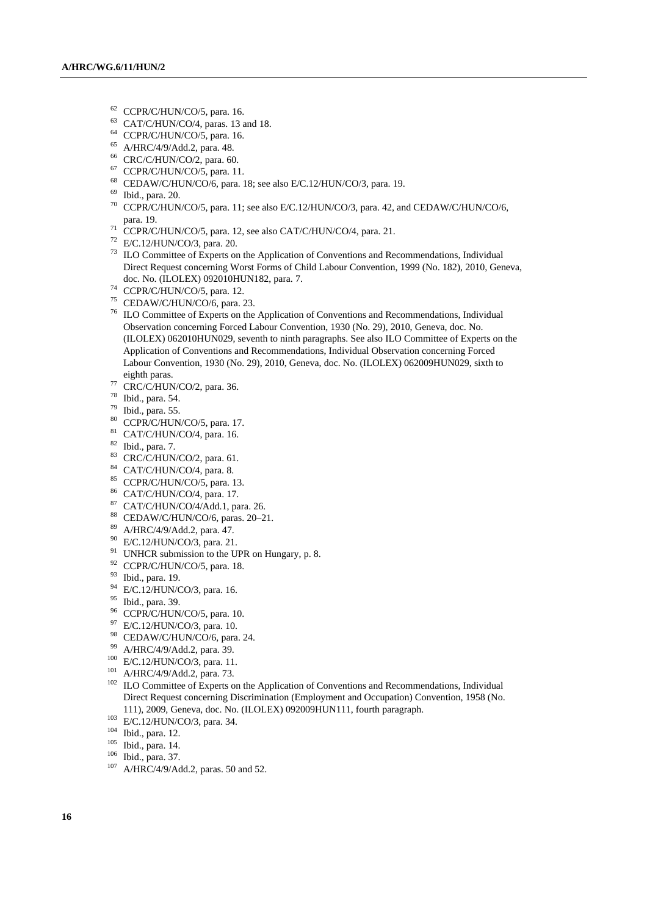[62] CCPR/C/HUN/CO/5, para. 16.

[63] CAT/C/HUN/CO/4, paras. 13 and 18.

[64] CCPR/C/HUN/CO/5, para. 16.

[65] A/HRC/4/9/Add.2, para. 48.

[66] CRC/C/HUN/CO/2, para. 60.

[67] CCPR/C/HUN/CO/5, para. 11.

[68] CEDAW/C/HUN/CO/6, para. 18; see also E/C.12/HUN/CO/3, para. 19.

[69] Ibid., para. 20.

[70] CCPR/C/HUN/CO/5, para. 11; see also E/C.12/HUN/CO/3, para. 42, and CEDAW/C/HUN/CO/6, para. 19.

[71] CCPR/C/HUN/CO/5, para. 12, see also CAT/C/HUN/CO/4, para. 21.

[72] E/C.12/HUN/CO/3, para. 20.

[73] ILO Committee of Experts on the Application of Conventions and Recommendations, Individual Direct Request concerning Worst Forms of Child Labour Convention, 1999 (No. 182), 2010, Geneva, doc. No. (ILOLEX) 092010HUN182, para. 7.

[74] CCPR/C/HUN/CO/5, para. 12.

[75] CEDAW/C/HUN/CO/6, para. 23.

[76] ILO Committee of Experts on the Application of Conventions and Recommendations, Individual Observation concerning Forced Labour Convention, 1930 (No. 29), 2010, Geneva, doc. No. (ILOLEX) 062010HUN029, seventh to ninth paragraphs. See also ILO Committee of Experts on the Application of Conventions and Recommendations, Individual Observation concerning Forced Labour Convention, 1930 (No. 29), 2010, Geneva, doc. No. (ILOLEX) 062009HUN029, sixth to eighth paras.

[77] CRC/C/HUN/CO/2, para. 36.

[78] Ibid., para. 54.

[79] Ibid., para. 55.

[80] CCPR/C/HUN/CO/5, para. 17.

[81] CAT/C/HUN/CO/4, para. 16.

[82] Ibid., para. 7.

[83] CRC/C/HUN/CO/2, para. 61.

[84] CAT/C/HUN/CO/4, para. 8.

[85] CCPR/C/HUN/CO/5, para. 13.

[86] CAT/C/HUN/CO/4, para. 17.

[87] CAT/C/HUN/CO/4/Add.1, para. 26.

[88] CEDAW/C/HUN/CO/6, paras. 20–21.

[89] A/HRC/4/9/Add.2, para. 47.

[90] E/C.12/HUN/CO/3, para. 21.

[91] UNHCR submission to the UPR on Hungary, p. 8.

[92] CCPR/C/HUN/CO/5, para. 18.

[93] Ibid., para. 19.

[94] E/C.12/HUN/CO/3, para. 16.

[95] Ibid., para. 39.

[96] CCPR/C/HUN/CO/5, para. 10.

[97] E/C.12/HUN/CO/3, para. 10.

[98] CEDAW/C/HUN/CO/6, para. 24.

[99] A/HRC/4/9/Add.2, para. 39.

[100] E/C.12/HUN/CO/3, para. 11.

[101] A/HRC/4/9/Add.2, para. 73.

[102] ILO Committee of Experts on the Application of Conventions and Recommendations, Individual Direct Request concerning Discrimination (Employment and Occupation) Convention, 1958 (No. 111), 2009, Geneva, doc. No. (ILOLEX) 092009HUN111, fourth paragraph.

[103] E/C.12/HUN/CO/3, para. 34.

[104] Ibid., para. 12.

[105] Ibid., para. 14.

[106] Ibid., para. 37.

[107] A/HRC/4/9/Add.2, paras. 50 and 52.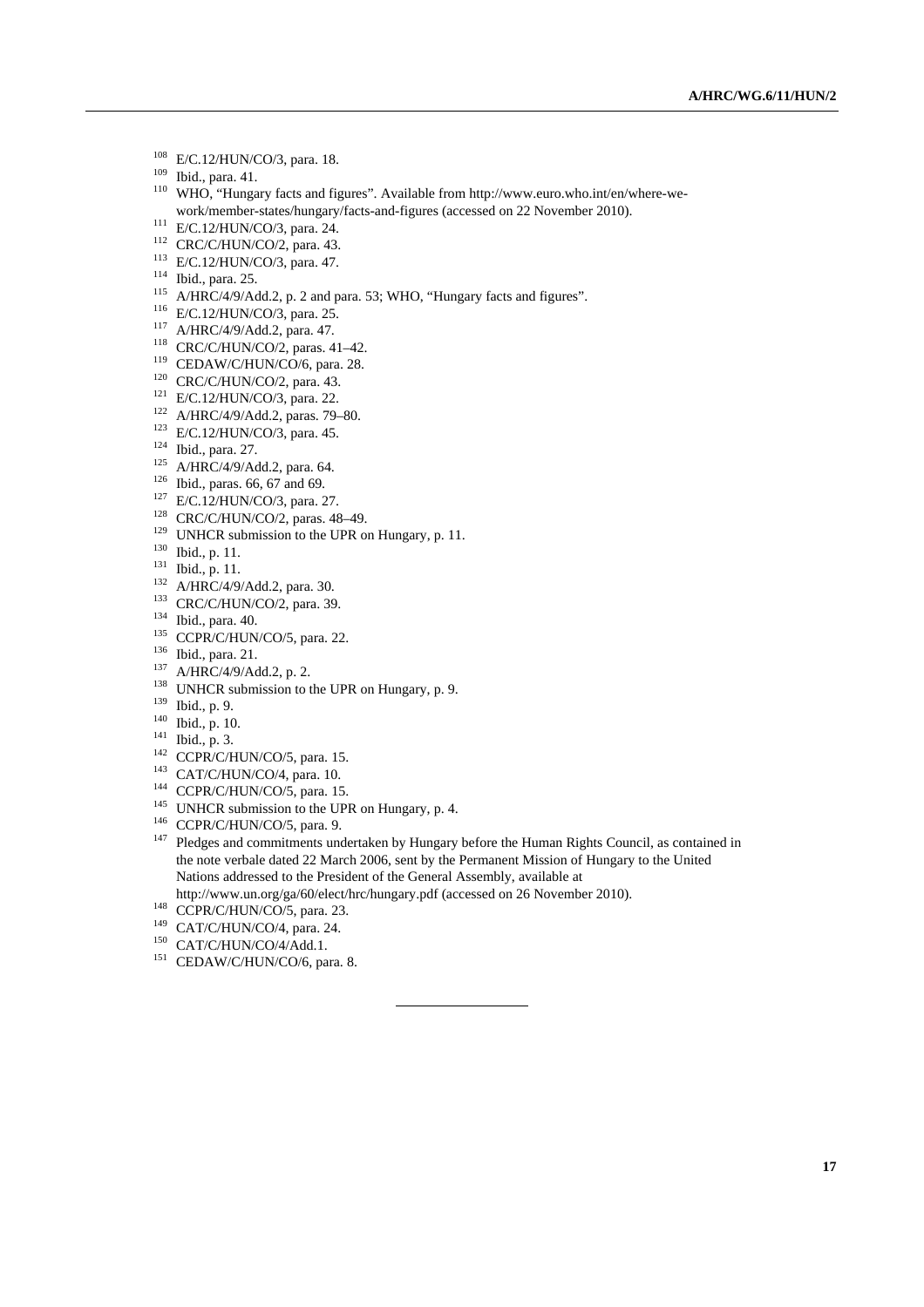[108] E/C.12/HUN/CO/3, para. 18.

[109] Ibid., para. 41.

[110] WHO, "Hungary facts and figures". Available from http://www.euro.who.int/en/where-we-work/member-states/hungary/facts-and-figures (accessed on 22 November 2010).

[111] E/C.12/HUN/CO/3, para. 24.

[112] CRC/C/HUN/CO/2, para. 43.

[113] E/C.12/HUN/CO/3, para. 47.

[114] Ibid., para. 25.

[115] A/HRC/4/9/Add.2, p. 2 and para. 53; WHO, "Hungary facts and figures".

[116] E/C.12/HUN/CO/3, para. 25.

[117] A/HRC/4/9/Add.2, para. 47.

[118] CRC/C/HUN/CO/2, paras. 41–42.

[119] CEDAW/C/HUN/CO/6, para. 28.

[120] CRC/C/HUN/CO/2, para. 43.

[121] E/C.12/HUN/CO/3, para. 22.

[122] A/HRC/4/9/Add.2, paras. 79–80.

[123] E/C.12/HUN/CO/3, para. 45.

[124] Ibid., para. 27.

[125] A/HRC/4/9/Add.2, para. 64.

[126] Ibid., paras. 66, 67 and 69.

[127] E/C.12/HUN/CO/3, para. 27.

[128] CRC/C/HUN/CO/2, paras. 48–49.

[129] UNHCR submission to the UPR on Hungary, p. 11.

[130] Ibid., p. 11.

[131] Ibid., p. 11.

[132] A/HRC/4/9/Add.2, para. 30.

[133] CRC/C/HUN/CO/2, para. 39.

[134] Ibid., para. 40.

[135] CCPR/C/HUN/CO/5, para. 22.

[136] Ibid., para. 21.

[137] A/HRC/4/9/Add.2, p. 2.

[138] UNHCR submission to the UPR on Hungary, p. 9.

[139] Ibid., p. 9.

[140] Ibid., p. 10.

[141] Ibid., p. 3.

[142] CCPR/C/HUN/CO/5, para. 15.

[143] CAT/C/HUN/CO/4, para. 10.

[144] CCPR/C/HUN/CO/5, para. 15.

[145] UNHCR submission to the UPR on Hungary, p. 4.

[146] CCPR/C/HUN/CO/5, para. 9.

[147] Pledges and commitments undertaken by Hungary before the Human Rights Council, as contained in the note verbale dated 22 March 2006, sent by the Permanent Mission of Hungary to the United Nations addressed to the President of the General Assembly, available at http://www.un.org/ga/60/elect/hrc/hungary.pdf (accessed on 26 November 2010).

[148] CCPR/C/HUN/CO/5, para. 23.

[149] CAT/C/HUN/CO/4, para. 24.

[150] CAT/C/HUN/CO/4/Add.1.

[151] CEDAW/C/HUN/CO/6, para. 8.